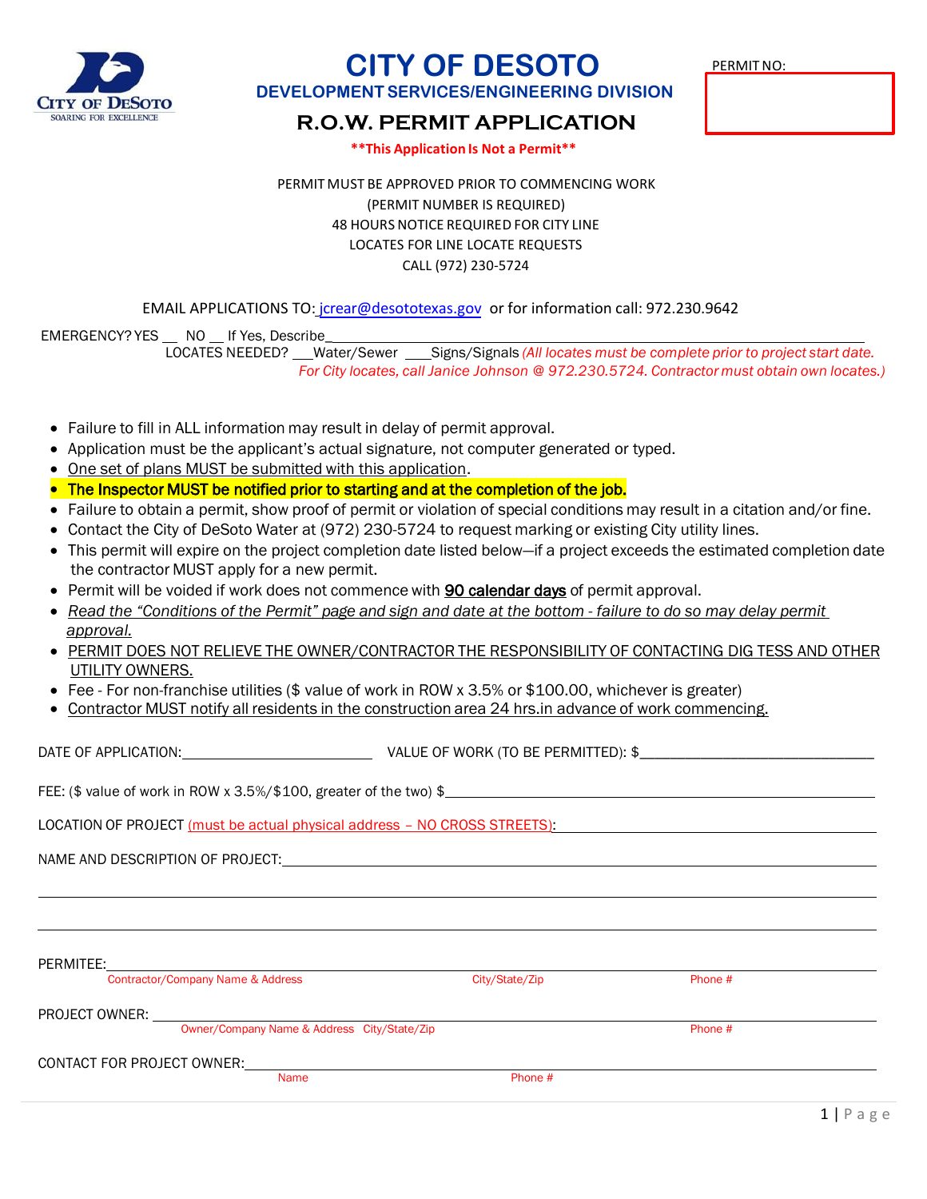# CITY OF DESOTO

## DEVELOPMENT SERVICES/ENGINEERING DIVISION

## R.O.W. PERMIT APPLICATION

**\*\*This Application Is Not a Permit\*\***

PERMIT NO:

PERMIT MUST BE APPROVED PRIOR TO COMMENCING WORK
(PERMIT NUMBER IS REQUIRED)
48 HOURS NOTICE REQUIRED FOR CITY LINE
LOCATES FOR LINE LOCATE REQUESTS
CALL (972) 230-5724

EMAIL APPLICATIONS TO: jcrear@desototexas.gov or for information call: 972.230.9642

EMERGENCY? YES __ NO __ If Yes, Describe________________________________________

LOCATES NEEDED? ___Water/Sewer ___Signs/Signals *(All locates must be complete prior to project start date. For City locates, call Janice Johnson @ 972.230.5724. Contractor must obtain own locates.)*

- Failure to fill in ALL information may result in delay of permit approval.
- Application must be the applicant's actual signature, not computer generated or typed.
- One set of plans MUST be submitted with this application.
- **The Inspector MUST be notified prior to starting and at the completion of the job.**
- Failure to obtain a permit, show proof of permit or violation of special conditions may result in a citation and/or fine.
- Contact the City of DeSoto Water at (972) 230-5724 to request marking or existing City utility lines.
- This permit will expire on the project completion date listed below—if a project exceeds the estimated completion date the contractor MUST apply for a new permit.
- Permit will be voided if work does not commence with **90 calendar days** of permit approval.
- *Read the "Conditions of the Permit" page and sign and date at the bottom - failure to do so may delay permit approval.*
- PERMIT DOES NOT RELIEVE THE OWNER/CONTRACTOR THE RESPONSIBILITY OF CONTACTING DIG TESS AND OTHER UTILITY OWNERS.
- Fee - For non-franchise utilities ($ value of work in ROW x 3.5% or $100.00, whichever is greater)
- Contractor MUST notify all residents in the construction area 24 hrs.in advance of work commencing.

DATE OF APPLICATION:________________________ VALUE OF WORK (TO BE PERMITTED): $______________________________

FEE: ($ value of work in ROW x 3.5%/$100, greater of the two) $________________________________________________

LOCATION OF PROJECT (must be actual physical address – NO CROSS STREETS):________________________________

NAME AND DESCRIPTION OF PROJECT:______________________________________________________________

__________________________________________________________________________________________

__________________________________________________________________________________________

PERMITEE:__________________________________________________________________________________
Contractor/Company Name & Address — City/State/Zip — Phone #

PROJECT OWNER: ____________________________________________________________________________
Owner/Company Name & Address City/State/Zip — Phone #

CONTACT FOR PROJECT OWNER:_________________________________________________________________
Name — Phone #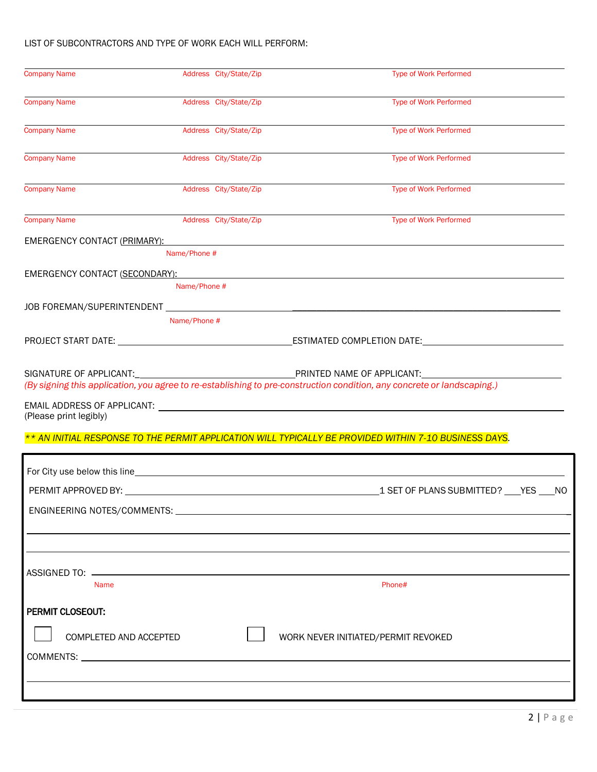LIST OF SUBCONTRACTORS AND TYPE OF WORK EACH WILL PERFORM:

| Company Name | Address City/State/Zip | Type of Work Performed |
|---|---|---|
| | | |
| Company Name | Address City/State/Zip | Type of Work Performed |
| Company Name | Address City/State/Zip | Type of Work Performed |
| Company Name | Address City/State/Zip | Type of Work Performed |
| Company Name | Address City/State/Zip | Type of Work Performed |
| Company Name | Address City/State/Zip | Type of Work Performed |

EMERGENCY CONTACT (PRIMARY): ______________________________
Name/Phone #

EMERGENCY CONTACT (SECONDARY): ______________________________
Name/Phone #

JOB FOREMAN/SUPERINTENDENT ______________________________
Name/Phone #

PROJECT START DATE: ____________________ ESTIMATED COMPLETION DATE: ____________________

SIGNATURE OF APPLICANT: ____________________ PRINTED NAME OF APPLICANT: ____________________

*(By signing this application, you agree to re-establishing to pre-construction condition, any concrete or landscaping.)*

EMAIL ADDRESS OF APPLICANT: ______________________________
(Please print legibly)

*\*\* AN INITIAL RESPONSE TO THE PERMIT APPLICATION WILL TYPICALLY BE PROVIDED WITHIN 7-10 BUSINESS DAYS.*

For City use below this line ______________________________

PERMIT APPROVED BY: ____________________ 1 SET OF PLANS SUBMITTED? ___YES ___NO

ENGINEERING NOTES/COMMENTS: ______________________________

______________________________

______________________________

ASSIGNED TO: ______________________________
Name Phone#

**PERMIT CLOSEOUT:**

☐ COMPLETED AND ACCEPTED ☐ WORK NEVER INITIATED/PERMIT REVOKED

COMMENTS: ______________________________

______________________________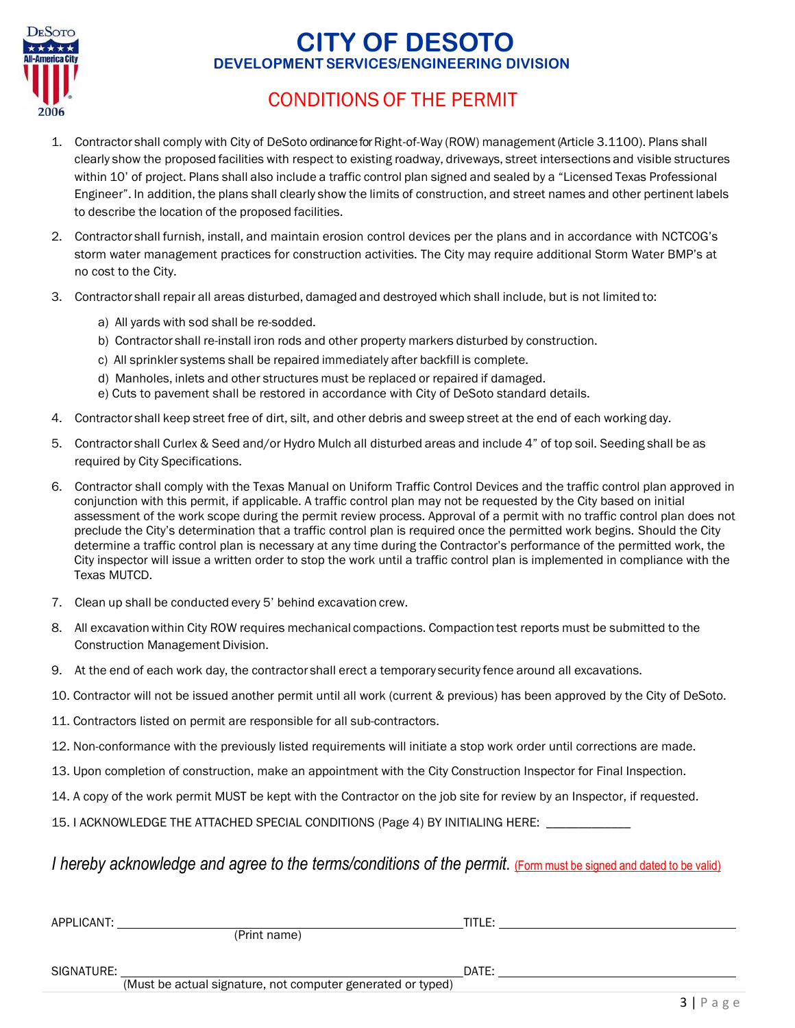# CITY OF DESOTO

## DEVELOPMENT SERVICES/ENGINEERING DIVISION

## CONDITIONS OF THE PERMIT

1. Contractor shall comply with City of DeSoto ordinance for Right-of-Way (ROW) management (Article 3.1100). Plans shall clearly show the proposed facilities with respect to existing roadway, driveways, street intersections and visible structures within 10' of project. Plans shall also include a traffic control plan signed and sealed by a "Licensed Texas Professional Engineer". In addition, the plans shall clearly show the limits of construction, and street names and other pertinent labels to describe the location of the proposed facilities.
2. Contractor shall furnish, install, and maintain erosion control devices per the plans and in accordance with NCTCOG's storm water management practices for construction activities. The City may require additional Storm Water BMP's at no cost to the City.
3. Contractor shall repair all areas disturbed, damaged and destroyed which shall include, but is not limited to:
   a) All yards with sod shall be re-sodded.
   b) Contractor shall re-install iron rods and other property markers disturbed by construction.
   c) All sprinkler systems shall be repaired immediately after backfill is complete.
   d) Manholes, inlets and other structures must be replaced or repaired if damaged.
   e) Cuts to pavement shall be restored in accordance with City of DeSoto standard details.
4. Contractor shall keep street free of dirt, silt, and other debris and sweep street at the end of each working day.
5. Contractor shall Curlex & Seed and/or Hydro Mulch all disturbed areas and include 4" of top soil. Seeding shall be as required by City Specifications.
6. Contractor shall comply with the Texas Manual on Uniform Traffic Control Devices and the traffic control plan approved in conjunction with this permit, if applicable. A traffic control plan may not be requested by the City based on initial assessment of the work scope during the permit review process. Approval of a permit with no traffic control plan does not preclude the City's determination that a traffic control plan is required once the permitted work begins. Should the City determine a traffic control plan is necessary at any time during the Contractor's performance of the permitted work, the City inspector will issue a written order to stop the work until a traffic control plan is implemented in compliance with the Texas MUTCD.
7. Clean up shall be conducted every 5' behind excavation crew.
8. All excavation within City ROW requires mechanical compactions. Compaction test reports must be submitted to the Construction Management Division.
9. At the end of each work day, the contractor shall erect a temporary security fence around all excavations.
10. Contractor will not be issued another permit until all work (current & previous) has been approved by the City of DeSoto.
11. Contractors listed on permit are responsible for all sub-contractors.
12. Non-conformance with the previously listed requirements will initiate a stop work order until corrections are made.
13. Upon completion of construction, make an appointment with the City Construction Inspector for Final Inspection.
14. A copy of the work permit MUST be kept with the Contractor on the job site for review by an Inspector, if requested.
15. I ACKNOWLEDGE THE ATTACHED SPECIAL CONDITIONS (Page 4) BY INITIALING HERE: ____________

*I hereby acknowledge and agree to the terms/conditions of the permit.* (Form must be signed and dated to be valid)

APPLICANT: ______________________________ TITLE: ______________________________
(Print name)

SIGNATURE: ______________________________ DATE: ______________________________
(Must be actual signature, not computer generated or typed)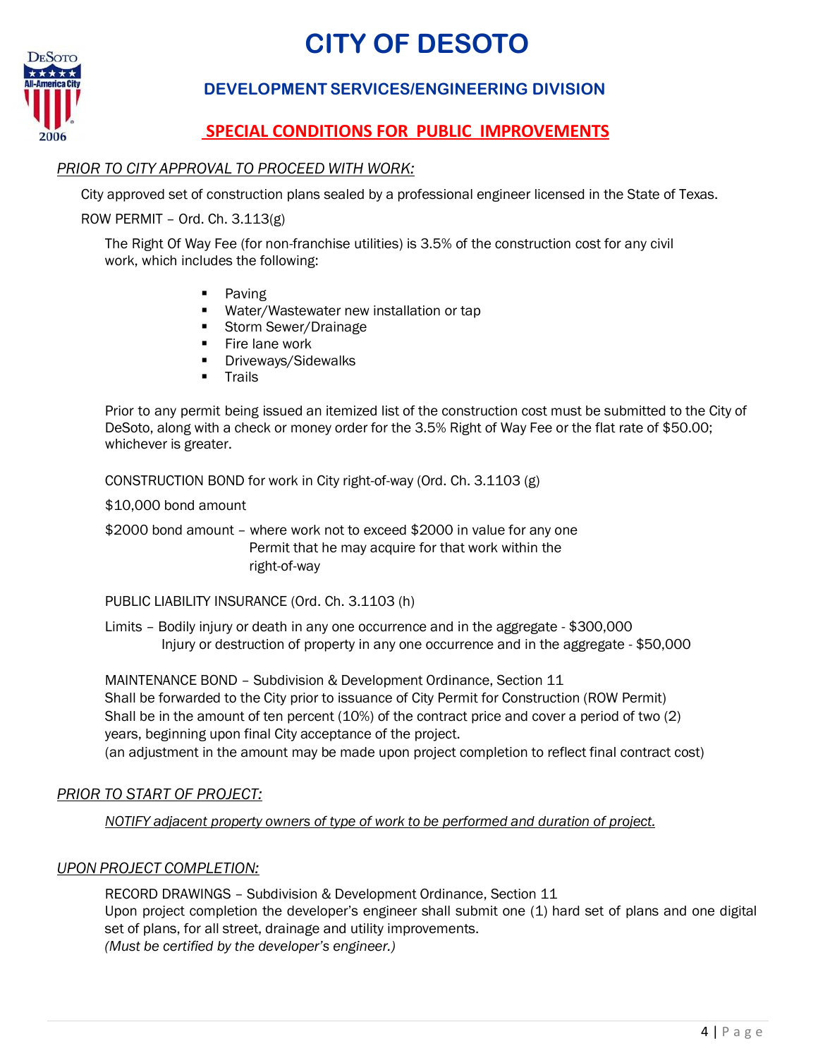# CITY OF DESOTO

## DEVELOPMENT SERVICES/ENGINEERING DIVISION

## SPECIAL CONDITIONS FOR PUBLIC IMPROVEMENTS

*PRIOR TO CITY APPROVAL TO PROCEED WITH WORK:*

City approved set of construction plans sealed by a professional engineer licensed in the State of Texas.

ROW PERMIT – Ord. Ch. 3.113(g)

The Right Of Way Fee (for non-franchise utilities) is 3.5% of the construction cost for any civil work, which includes the following:

- Paving
- Water/Wastewater new installation or tap
- Storm Sewer/Drainage
- Fire lane work
- Driveways/Sidewalks
- Trails

Prior to any permit being issued an itemized list of the construction cost must be submitted to the City of DeSoto, along with a check or money order for the 3.5% Right of Way Fee or the flat rate of $50.00; whichever is greater.

CONSTRUCTION BOND for work in City right-of-way (Ord. Ch. 3.1103 (g)

$10,000 bond amount

$2000 bond amount – where work not to exceed $2000 in value for any one Permit that he may acquire for that work within the right-of-way

PUBLIC LIABILITY INSURANCE (Ord. Ch. 3.1103 (h)

Limits – Bodily injury or death in any one occurrence and in the aggregate - $300,000
Injury or destruction of property in any one occurrence and in the aggregate - $50,000

MAINTENANCE BOND – Subdivision & Development Ordinance, Section 11
Shall be forwarded to the City prior to issuance of City Permit for Construction (ROW Permit)
Shall be in the amount of ten percent (10%) of the contract price and cover a period of two (2) years, beginning upon final City acceptance of the project.
(an adjustment in the amount may be made upon project completion to reflect final contract cost)

*PRIOR TO START OF PROJECT:*

*NOTIFY adjacent property owners of type of work to be performed and duration of project.*

*UPON PROJECT COMPLETION:*

RECORD DRAWINGS – Subdivision & Development Ordinance, Section 11
Upon project completion the developer's engineer shall submit one (1) hard set of plans and one digital set of plans, for all street, drainage and utility improvements.
*(Must be certified by the developer's engineer.)*